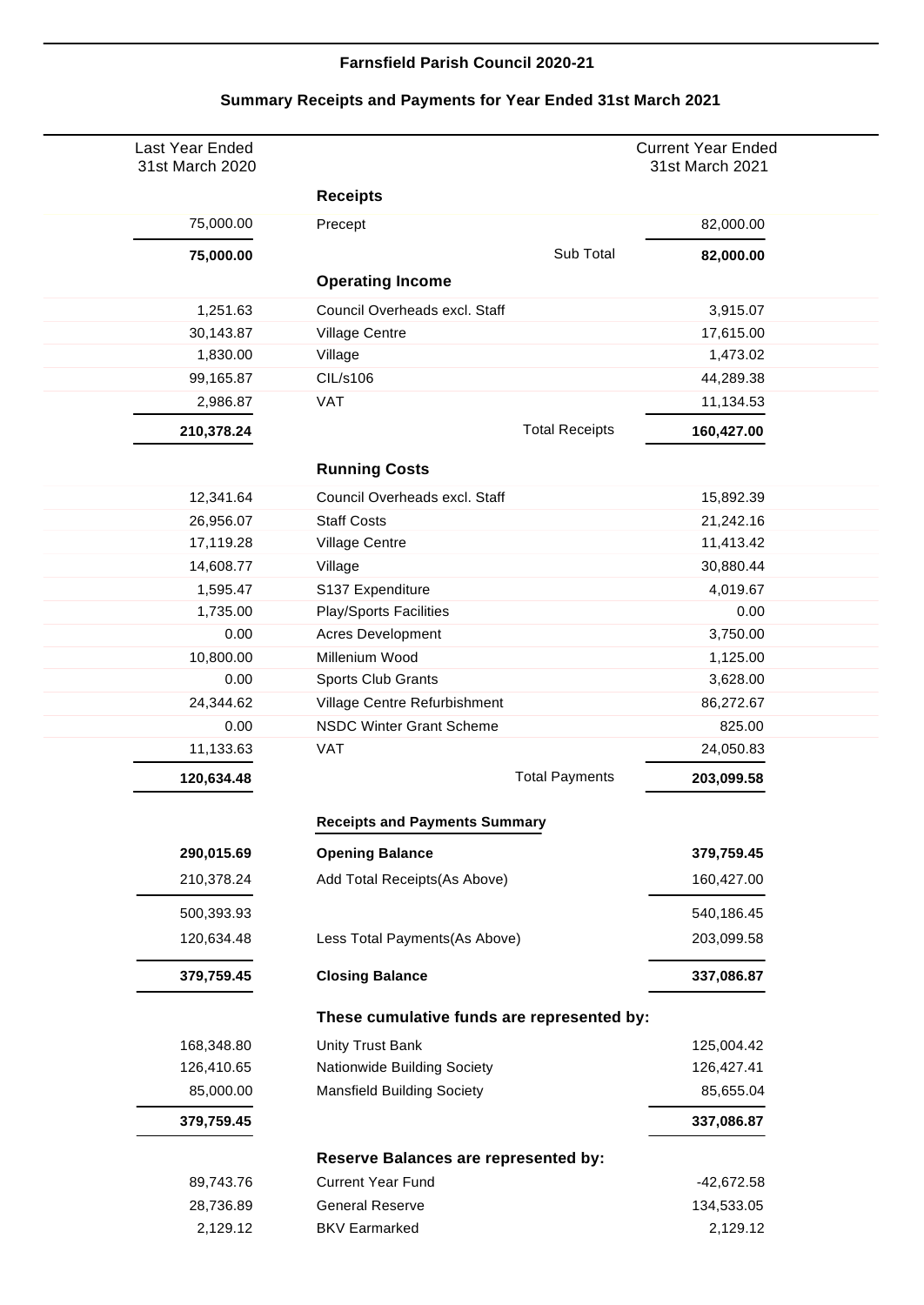**Farnsfield Parish Council 2020-21**

**Summary Receipts and Payments for Year Ended 31st March 2021**

| Last Year Ended 31st March 2020 | | Current Year Ended 31st March 2021 |
|---|---|---|
| | **Receipts** | |
| 75,000.00 | Precept | 82,000.00 |
| **75,000.00** | Sub Total | **82,000.00** |
| | **Operating Income** | |
| 1,251.63 | Council Overheads excl. Staff | 3,915.07 |
| 30,143.87 | Village Centre | 17,615.00 |
| 1,830.00 | Village | 1,473.02 |
| 99,165.87 | CIL/s106 | 44,289.38 |
| 2,986.87 | VAT | 11,134.53 |
| **210,378.24** | Total Receipts | **160,427.00** |
| | **Running Costs** | |
| 12,341.64 | Council Overheads excl. Staff | 15,892.39 |
| 26,956.07 | Staff Costs | 21,242.16 |
| 17,119.28 | Village Centre | 11,413.42 |
| 14,608.77 | Village | 30,880.44 |
| 1,595.47 | S137 Expenditure | 4,019.67 |
| 1,735.00 | Play/Sports Facilities | 0.00 |
| 0.00 | Acres Development | 3,750.00 |
| 10,800.00 | Millenium Wood | 1,125.00 |
| 0.00 | Sports Club Grants | 3,628.00 |
| 24,344.62 | Village Centre Refurbishment | 86,272.67 |
| 0.00 | NSDC Winter Grant Scheme | 825.00 |
| 11,133.63 | VAT | 24,050.83 |
| **120,634.48** | Total Payments | **203,099.58** |
| | **Receipts and Payments Summary** | |
| **290,015.69** | **Opening Balance** | **379,759.45** |
| 210,378.24 | Add Total Receipts(As Above) | 160,427.00 |
| 500,393.93 | | 540,186.45 |
| 120,634.48 | Less Total Payments(As Above) | 203,099.58 |
| **379,759.45** | **Closing Balance** | **337,086.87** |
| | **These cumulative funds are represented by:** | |
| 168,348.80 | Unity Trust Bank | 125,004.42 |
| 126,410.65 | Nationwide Building Society | 126,427.41 |
| 85,000.00 | Mansfield Building Society | 85,655.04 |
| **379,759.45** | | **337,086.87** |
| | **Reserve Balances are represented by:** | |
| 89,743.76 | Current Year Fund | -42,672.58 |
| 28,736.89 | General Reserve | 134,533.05 |
| 2,129.12 | BKV Earmarked | 2,129.12 |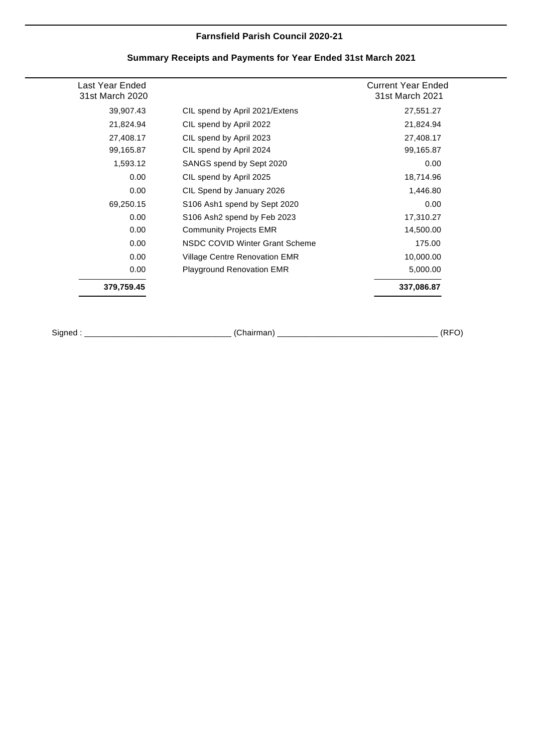**Farnsfield Parish Council 2020-21**

**Summary Receipts and Payments for Year Ended 31st March 2021**

| Last Year Ended 31st March 2020 | | Current Year Ended 31st March 2021 |
|---|---|---|
| 39,907.43 | CIL spend by April 2021/Extens | 27,551.27 |
| 21,824.94 | CIL spend by April 2022 | 21,824.94 |
| 27,408.17 | CIL spend by April 2023 | 27,408.17 |
| 99,165.87 | CIL spend by April 2024 | 99,165.87 |
| 1,593.12 | SANGS spend by Sept 2020 | 0.00 |
| 0.00 | CIL spend by April 2025 | 18,714.96 |
| 0.00 | CIL Spend by January 2026 | 1,446.80 |
| 69,250.15 | S106 Ash1 spend by Sept 2020 | 0.00 |
| 0.00 | S106 Ash2 spend by Feb 2023 | 17,310.27 |
| 0.00 | Community Projects EMR | 14,500.00 |
| 0.00 | NSDC COVID Winter Grant Scheme | 175.00 |
| 0.00 | Village Centre Renovation EMR | 10,000.00 |
| 0.00 | Playground Renovation EMR | 5,000.00 |
| **379,759.45** | | **337,086.87** |

Signed : ______________________________ (Chairman) ________________________________ (RFO)